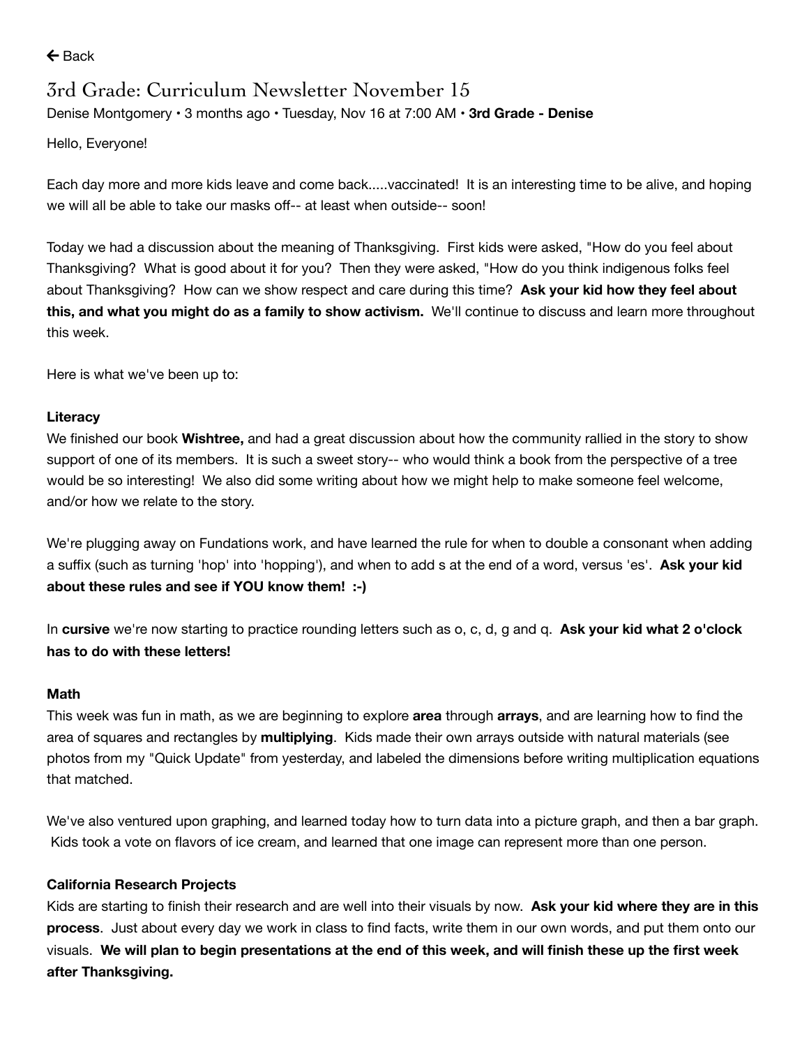← Back

# 3rd Grade: Curriculum Newsletter November 15

Denise Montgomery • 3 months ago • Tuesday, Nov 16 at 7:00 AM • **3rd Grade - Denise**

Hello, Everyone!

Each day more and more kids leave and come back.....vaccinated! It is an interesting time to be alive, and hoping we will all be able to take our masks off-- at least when outside-- soon!

Today we had a discussion about the meaning of Thanksgiving. First kids were asked, "How do you feel about Thanksgiving? What is good about it for you? Then they were asked, "How do you think indigenous folks feel about Thanksgiving? How can we show respect and care during this time? **Ask your kid how they feel about this, and what you might do as a family to show activism.** We'll continue to discuss and learn more throughout this week.

Here is what we've been up to:

### Literacy

We finished our book **Wishtree,** and had a great discussion about how the community rallied in the story to show support of one of its members. It is such a sweet story-- who would think a book from the perspective of a tree would be so interesting! We also did some writing about how we might help to make someone feel welcome, and/or how we relate to the story.

We're plugging away on Fundations work, and have learned the rule for when to double a consonant when adding a suffix (such as turning 'hop' into 'hopping'), and when to add s at the end of a word, versus 'es'. **Ask your kid about these rules and see if YOU know them! :-)**

In **cursive** we're now starting to practice rounding letters such as o, c, d, g and q. **Ask your kid what 2 o'clock has to do with these letters!**

### Math

This week was fun in math, as we are beginning to explore **area** through **arrays**, and are learning how to find the area of squares and rectangles by **multiplying**. Kids made their own arrays outside with natural materials (see photos from my "Quick Update" from yesterday, and labeled the dimensions before writing multiplication equations that matched.

We've also ventured upon graphing, and learned today how to turn data into a picture graph, and then a bar graph. Kids took a vote on flavors of ice cream, and learned that one image can represent more than one person.

### California Research Projects

Kids are starting to finish their research and are well into their visuals by now. **Ask your kid where they are in this process**. Just about every day we work in class to find facts, write them in our own words, and put them onto our visuals. **We will plan to begin presentations at the end of this week, and will finish these up the first week after Thanksgiving.**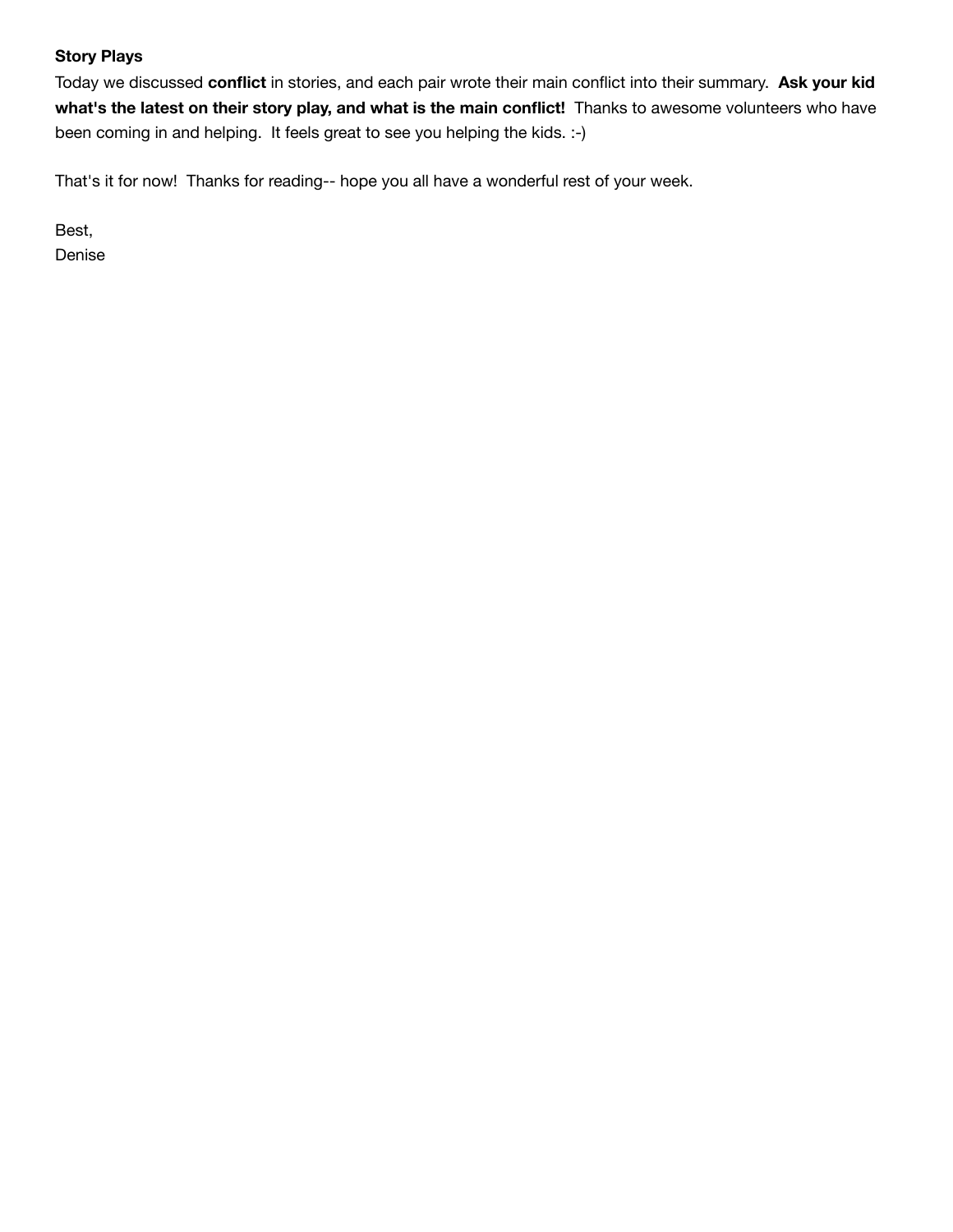**Story Plays**

Today we discussed **conflict** in stories, and each pair wrote their main conflict into their summary. **Ask your kid what's the latest on their story play, and what is the main conflict!** Thanks to awesome volunteers who have been coming in and helping. It feels great to see you helping the kids. :-)

That's it for now! Thanks for reading-- hope you all have a wonderful rest of your week.

Best,
Denise